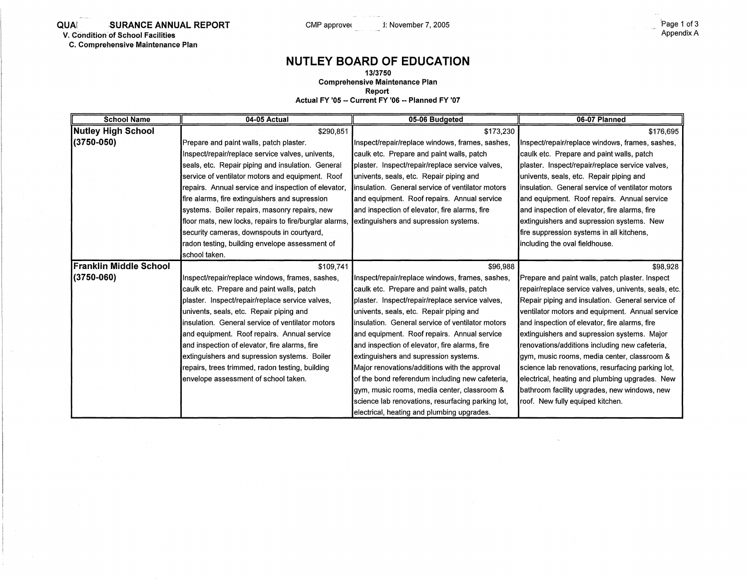QUA/ SURANCE ANNUAL REPORT

V. Condition of School Facilities

C. Comprehensive Maintenance Plan

CMP approve 1: November 7, 2005

Appendix A

# NUTLEY BOARD OF EDUCATION

**13/3750**

**Comprehensive Maintenance Plan**

**Report**

**Actual FY '05 -- Current FY '06 -- Planned FY '07**

| School Name | 04-05 Actual | 05-06 Budgeted | 06-07 Planned |
|---|---|---|---|
| **Nutley High School (3750-050)** | $290,851<br>Prepare and paint walls, patch plaster. Inspect/repair/replace service valves, univents, seals, etc. Repair piping and insulation. General service of ventilator motors and equipment. Roof repairs. Annual service and inspection of elevator, fire alarms, fire extinguishers and supression systems. Boiler repairs, masonry repairs, new floor mats, new locks, repairs to fire/burglar alarms, security cameras, downspouts in courtyard, radon testing, building envelope assessment of school taken. | $173,230<br>Inspect/repair/replace windows, frames, sashes, caulk etc. Prepare and paint walls, patch plaster. Inspect/repair/replace service valves, univents, seals, etc. Repair piping and insulation. General service of ventilator motors and equipment. Roof repairs. Annual service and inspection of elevator, fire alarms, fire extinguishers and supression systems. | $176,695<br>Inspect/repair/replace windows, frames, sashes, caulk etc. Prepare and paint walls, patch plaster. Inspect/repair/replace service valves, univents, seals, etc. Repair piping and insulation. General service of ventilator motors and equipment. Roof repairs. Annual service and inspection of elevator, fire alarms, fire extinguishers and supression systems. New fire suppression systems in all kitchens, including the oval fieldhouse. |
| **Franklin Middle School (3750-060)** | $109,741<br>Inspect/repair/replace windows, frames, sashes, caulk etc. Prepare and paint walls, patch plaster. Inspect/repair/replace service valves, univents, seals, etc. Repair piping and insulation. General service of ventilator motors and equipment. Roof repairs. Annual service and inspection of elevator, fire alarms, fire extinguishers and supression systems. Boiler repairs, trees trimmed, radon testing, building envelope assessment of school taken. | $96,988<br>Inspect/repair/replace windows, frames, sashes, caulk etc. Prepare and paint walls, patch plaster. Inspect/repair/replace service valves, univents, seals, etc. Repair piping and insulation. General service of ventilator motors and equipment. Roof repairs. Annual service and inspection of elevator, fire alarms, fire extinguishers and supression systems. Major renovations/additions with the approval of the bond referendum including new cafeteria, gym, music rooms, media center, classroom & science lab renovations, resurfacing parking lot, electrical, heating and plumbing upgrades. | $98,928<br>Prepare and paint walls, patch plaster. Inspect repair/replace service valves, univents, seals, etc. Repair piping and insulation. General service of ventilator motors and equipment. Annual service and inspection of elevator, fire alarms, fire extinguishers and supression systems. Major renovations/additions including new cafeteria, gym, music rooms, media center, classroom & science lab renovations, resurfacing parking lot, electrical, heating and plumbing upgrades. New bathroom facility upgrades, new windows, new roof. New fully equiped kitchen. |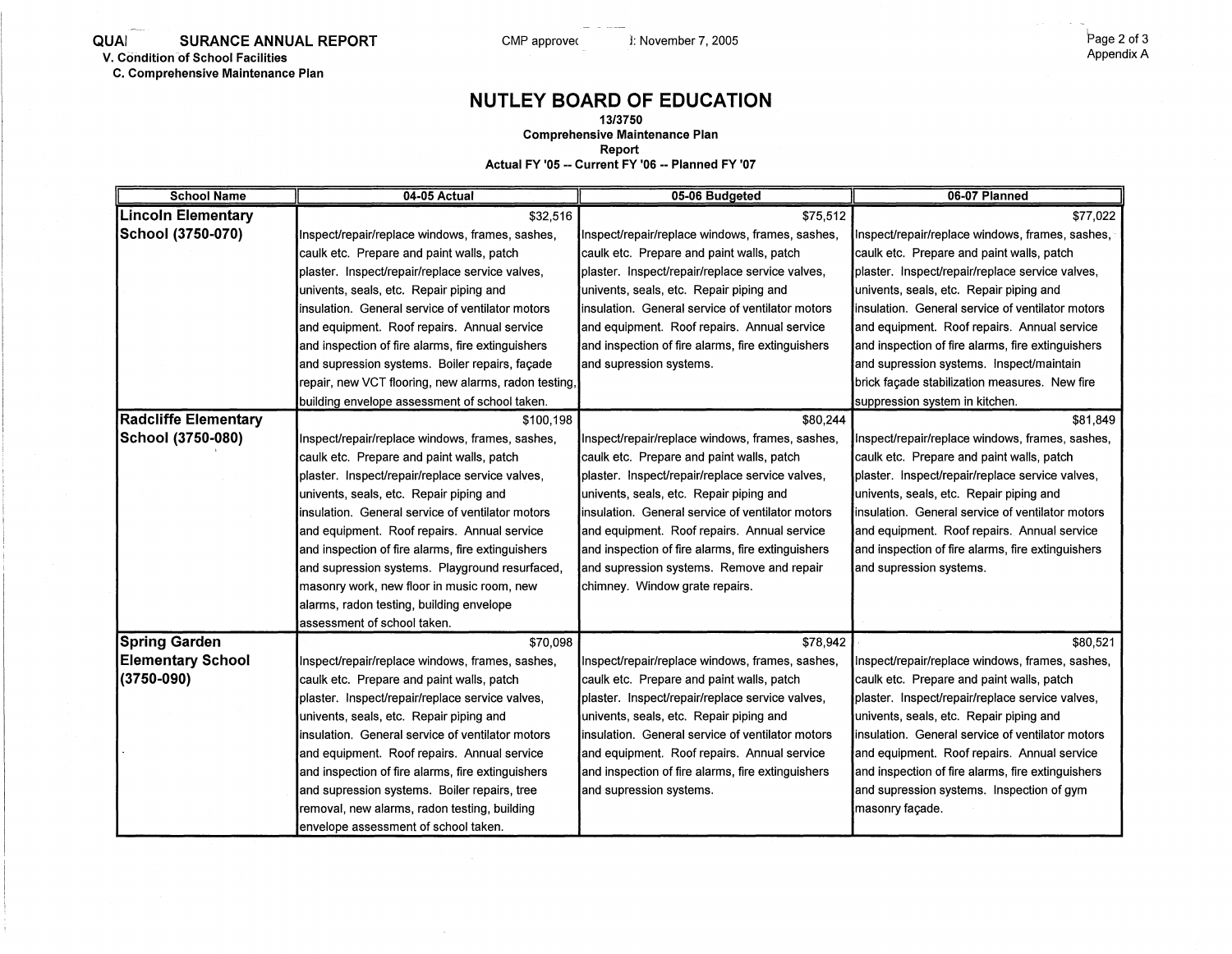# NUTLEY BOARD OF EDUCATION

**13/3750**
**Comprehensive Maintenance Plan**
**Report**
**Actual FY '05 -- Current FY '06 -- Planned FY '07**

| School Name | 04-05 Actual | 05-06 Budgeted | 06-07 Planned |
|---|---|---|---|
| **Lincoln Elementary School (3750-070)** | $32,516<br>Inspect/repair/replace windows, frames, sashes, caulk etc. Prepare and paint walls, patch plaster. Inspect/repair/replace service valves, univents, seals, etc. Repair piping and insulation. General service of ventilator motors and equipment. Roof repairs. Annual service and inspection of fire alarms, fire extinguishers and supression systems. Boiler repairs, façade repair, new VCT flooring, new alarms, radon testing, building envelope assessment of school taken. | $75,512<br>Inspect/repair/replace windows, frames, sashes, caulk etc. Prepare and paint walls, patch plaster. Inspect/repair/replace service valves, univents, seals, etc. Repair piping and insulation. General service of ventilator motors and equipment. Roof repairs. Annual service and inspection of fire alarms, fire extinguishers and supression systems. | $77,022<br>Inspect/repair/replace windows, frames, sashes, caulk etc. Prepare and paint walls, patch plaster. Inspect/repair/replace service valves, univents, seals, etc. Repair piping and insulation. General service of ventilator motors and equipment. Roof repairs. Annual service and inspection of fire alarms, fire extinguishers and supression systems. Inspect/maintain brick façade stabilization measures. New fire suppression system in kitchen. |
| **Radcliffe Elementary School (3750-080)** | $100,198<br>Inspect/repair/replace windows, frames, sashes, caulk etc. Prepare and paint walls, patch plaster. Inspect/repair/replace service valves, univents, seals, etc. Repair piping and insulation. General service of ventilator motors and equipment. Roof repairs. Annual service and inspection of fire alarms, fire extinguishers and supression systems. Playground resurfaced, masonry work, new floor in music room, new alarms, radon testing, building envelope assessment of school taken. | $80,244<br>Inspect/repair/replace windows, frames, sashes, caulk etc. Prepare and paint walls, patch plaster. Inspect/repair/replace service valves, univents, seals, etc. Repair piping and insulation. General service of ventilator motors and equipment. Roof repairs. Annual service and inspection of fire alarms, fire extinguishers and supression systems. Remove and repair chimney. Window grate repairs. | $81,849<br>Inspect/repair/replace windows, frames, sashes, caulk etc. Prepare and paint walls, patch plaster. Inspect/repair/replace service valves, univents, seals, etc. Repair piping and insulation. General service of ventilator motors and equipment. Roof repairs. Annual service and inspection of fire alarms, fire extinguishers and supression systems. |
| **Spring Garden Elementary School (3750-090)** | $70,098<br>Inspect/repair/replace windows, frames, sashes, caulk etc. Prepare and paint walls, patch plaster. Inspect/repair/replace service valves, univents, seals, etc. Repair piping and insulation. General service of ventilator motors and equipment. Roof repairs. Annual service and inspection of fire alarms, fire extinguishers and supression systems. Boiler repairs, tree removal, new alarms, radon testing, building envelope assessment of school taken. | $78,942<br>Inspect/repair/replace windows, frames, sashes, caulk etc. Prepare and paint walls, patch plaster. Inspect/repair/replace service valves, univents, seals, etc. Repair piping and insulation. General service of ventilator motors and equipment. Roof repairs. Annual service and inspection of fire alarms, fire extinguishers and supression systems. | $80,521<br>Inspect/repair/replace windows, frames, sashes, caulk etc. Prepare and paint walls, patch plaster. Inspect/repair/replace service valves, univents, seals, etc. Repair piping and insulation. General service of ventilator motors and equipment. Roof repairs. Annual service and inspection of fire alarms, fire extinguishers and supression systems. Inspection of gym masonry façade. |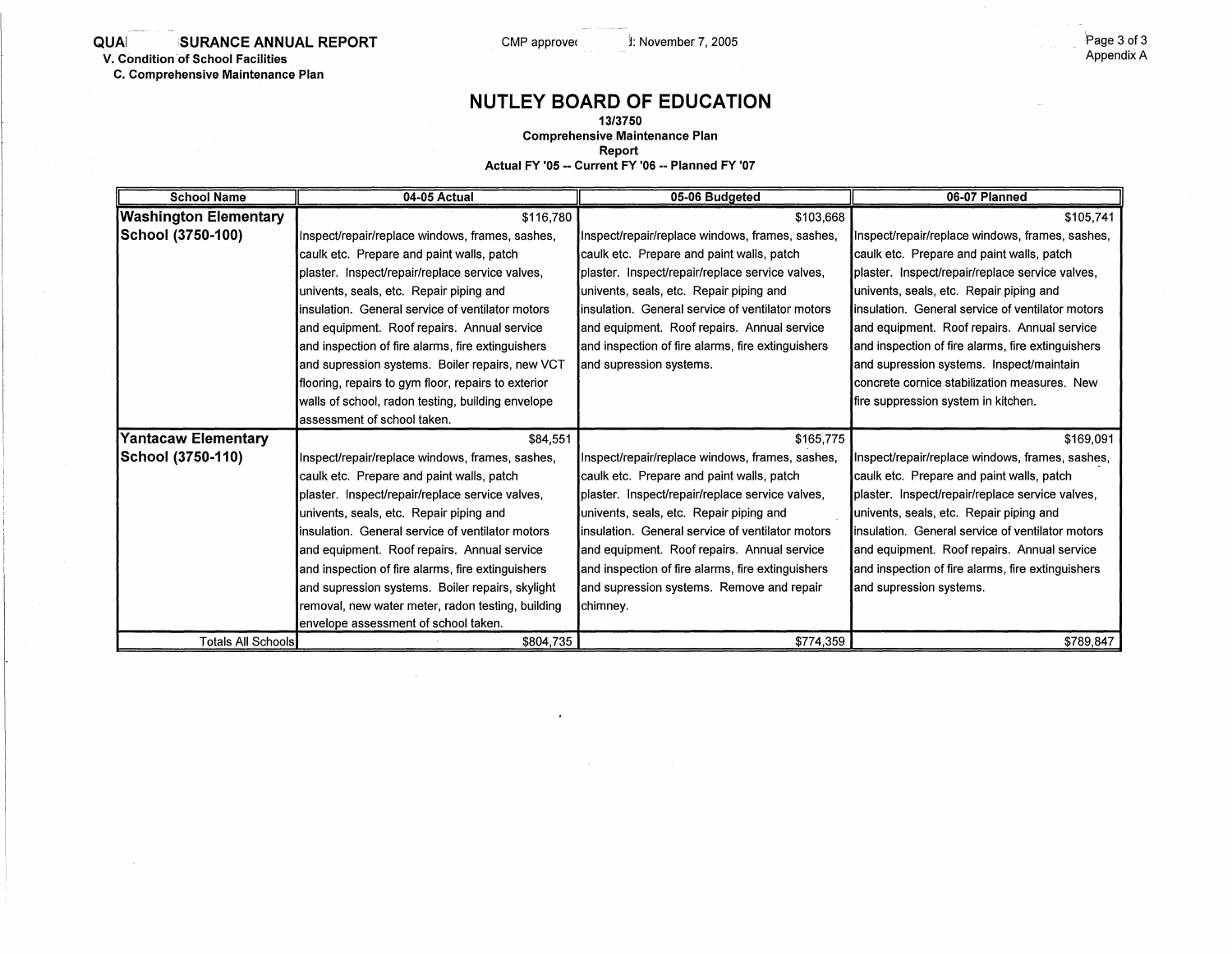QUAI SURANCE ANNUAL REPORT
V. Condition of School Facilities
C. Comprehensive Maintenance Plan

CMP approve : November 7, 2005

Appendix A

# NUTLEY BOARD OF EDUCATION

**13/3750**
**Comprehensive Maintenance Plan**
**Report**
**Actual FY '05 -- Current FY '06 -- Planned FY '07**

| School Name | 04-05 Actual | 05-06 Budgeted | 06-07 Planned |
|---|---|---|---|
| **Washington Elementary School (3750-100)** | $116,780 Inspect/repair/replace windows, frames, sashes, caulk etc. Prepare and paint walls, patch plaster. Inspect/repair/replace service valves, univents, seals, etc. Repair piping and insulation. General service of ventilator motors and equipment. Roof repairs. Annual service and inspection of fire alarms, fire extinguishers and supression systems. Boiler repairs, new VCT flooring, repairs to gym floor, repairs to exterior walls of school, radon testing, building envelope assessment of school taken. | $103,668 Inspect/repair/replace windows, frames, sashes, caulk etc. Prepare and paint walls, patch plaster. Inspect/repair/replace service valves, univents, seals, etc. Repair piping and insulation. General service of ventilator motors and equipment. Roof repairs. Annual service and inspection of fire alarms, fire extinguishers and supression systems. | $105,741 Inspect/repair/replace windows, frames, sashes, caulk etc. Prepare and paint walls, patch plaster. Inspect/repair/replace service valves, univents, seals, etc. Repair piping and insulation. General service of ventilator motors and equipment. Roof repairs. Annual service and inspection of fire alarms, fire extinguishers and supression systems. Inspect/maintain concrete cornice stabilization measures. New fire suppression system in kitchen. |
| **Yantacaw Elementary School (3750-110)** | $84,551 Inspect/repair/replace windows, frames, sashes, caulk etc. Prepare and paint walls, patch plaster. Inspect/repair/replace service valves, univents, seals, etc. Repair piping and insulation. General service of ventilator motors and equipment. Roof repairs. Annual service and inspection of fire alarms, fire extinguishers and supression systems. Boiler repairs, skylight removal, new water meter, radon testing, building envelope assessment of school taken. | $165,775 Inspect/repair/replace windows, frames, sashes, caulk etc. Prepare and paint walls, patch plaster. Inspect/repair/replace service valves, univents, seals, etc. Repair piping and insulation. General service of ventilator motors and equipment. Roof repairs. Annual service and inspection of fire alarms, fire extinguishers and supression systems. Remove and repair chimney. | $169,091 Inspect/repair/replace windows, frames, sashes, caulk etc. Prepare and paint walls, patch plaster. Inspect/repair/replace service valves, univents, seals, etc. Repair piping and insulation. General service of ventilator motors and equipment. Roof repairs. Annual service and inspection of fire alarms, fire extinguishers and supression systems. |
| Totals All Schools | $804,735 | $774,359 | $789,847 |